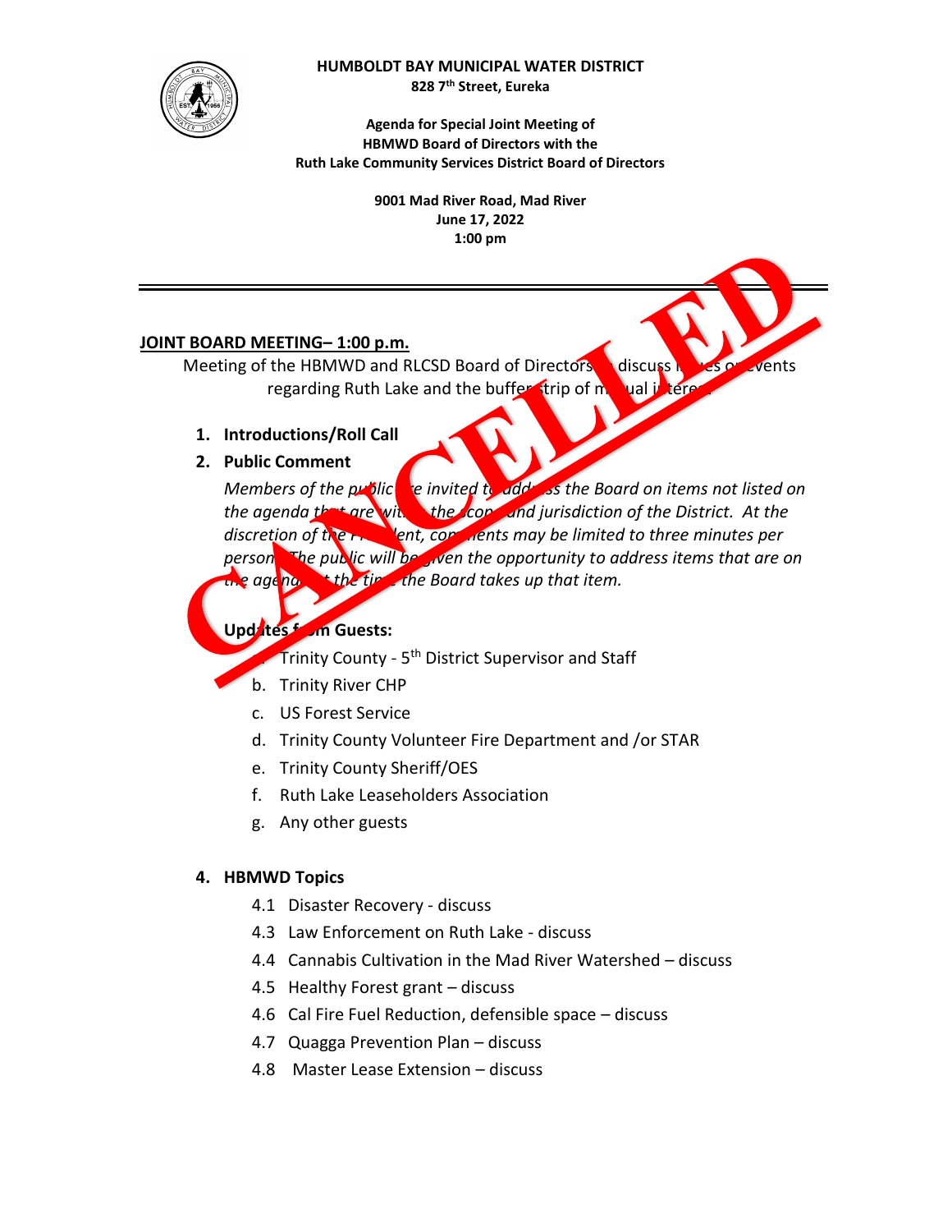**HUMBOLDT BAY MUNICIPAL WATER DISTRICT**
**828 7th Street, Eureka**

**Agenda for Special Joint Meeting of**
**HBMWD Board of Directors with the**
**Ruth Lake Community Services District Board of Directors**

**9001 Mad River Road, Mad River**
**June 17, 2022**
**1:00 pm**

CANCELLED

---

**JOINT BOARD MEETING– 1:00 p.m.**

Meeting of the HBMWD and RLCSD Board of Directors to discuss issues or events regarding Ruth Lake and the buffer strip of mutual interest.

1. **Introductions/Roll Call**
2. **Public Comment**

   *Members of the public are invited to address the Board on items not listed on the agenda that are within the scope and jurisdiction of the District. At the discretion of the President, comments may be limited to three minutes per person. The public will be given the opportunity to address items that are on the agenda at the time the Board takes up that item.*

3. **Updates from Guests:**
   - a. Trinity County - 5th District Supervisor and Staff
   - b. Trinity River CHP
   - c. US Forest Service
   - d. Trinity County Volunteer Fire Department and /or STAR
   - e. Trinity County Sheriff/OES
   - f. Ruth Lake Leaseholders Association
   - g. Any other guests

4. **HBMWD Topics**
   - 4.1 Disaster Recovery - discuss
   - 4.3 Law Enforcement on Ruth Lake - discuss
   - 4.4 Cannabis Cultivation in the Mad River Watershed – discuss
   - 4.5 Healthy Forest grant – discuss
   - 4.6 Cal Fire Fuel Reduction, defensible space – discuss
   - 4.7 Quagga Prevention Plan – discuss
   - 4.8 Master Lease Extension – discuss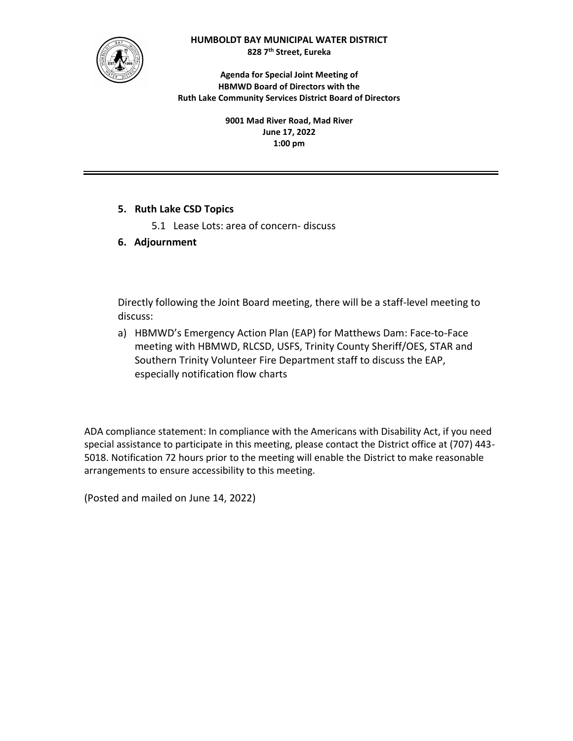**HUMBOLDT BAY MUNICIPAL WATER DISTRICT**
**828 7th Street, Eureka**

**Agenda for Special Joint Meeting of**
**HBMWD Board of Directors with the**
**Ruth Lake Community Services District Board of Directors**

**9001 Mad River Road, Mad River**
**June 17, 2022**
**1:00 pm**

---

5. **Ruth Lake CSD Topics**
   - 5.1 Lease Lots: area of concern- discuss
6. **Adjournment**

Directly following the Joint Board meeting, there will be a staff-level meeting to discuss:

a) HBMWD's Emergency Action Plan (EAP) for Matthews Dam: Face-to-Face meeting with HBMWD, RLCSD, USFS, Trinity County Sheriff/OES, STAR and Southern Trinity Volunteer Fire Department staff to discuss the EAP, especially notification flow charts

ADA compliance statement: In compliance with the Americans with Disability Act, if you need special assistance to participate in this meeting, please contact the District office at (707) 443-5018. Notification 72 hours prior to the meeting will enable the District to make reasonable arrangements to ensure accessibility to this meeting.

(Posted and mailed on June 14, 2022)